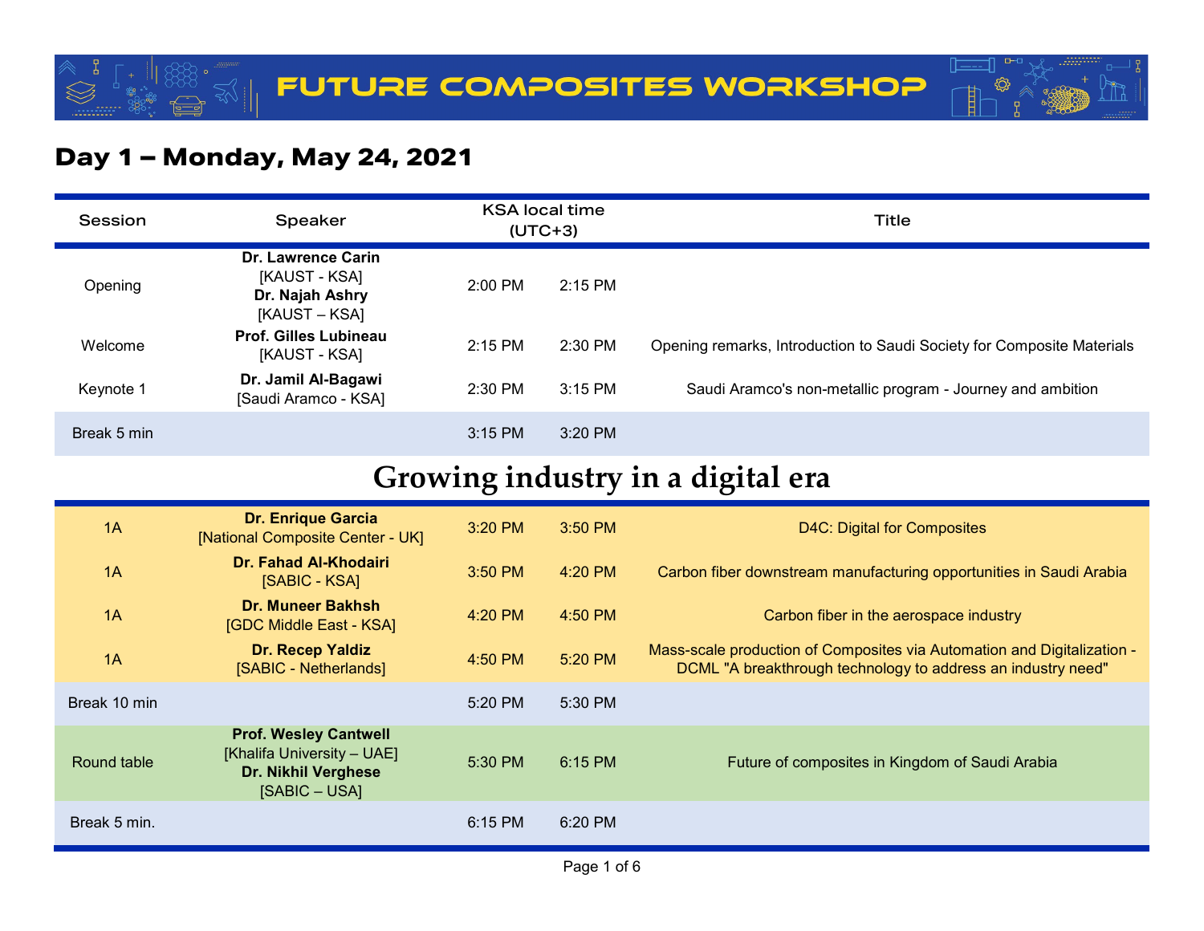# FUTURE COMPOSITES WORKSHOP

## Day 1 – Monday, May 24, 2021

| Session | Speaker | KSA local time (UTC+3) | | Title |
|---|---|---|---|---|
| Opening | **Dr. Lawrence Carin** [KAUST - KSA] **Dr. Najah Ashry** [KAUST – KSA] | 2:00 PM | 2:15 PM | |
| Welcome | **Prof. Gilles Lubineau** [KAUST - KSA] | 2:15 PM | 2:30 PM | Opening remarks, Introduction to Saudi Society for Composite Materials |
| Keynote 1 | **Dr. Jamil Al-Bagawi** [Saudi Aramco - KSA] | 2:30 PM | 3:15 PM | Saudi Aramco's non-metallic program - Journey and ambition |
| Break 5 min | | 3:15 PM | 3:20 PM | |

# Growing industry in a digital era

| Session | Speaker | KSA local time (UTC+3) | | Title |
|---|---|---|---|---|
| 1A | **Dr. Enrique Garcia** [National Composite Center - UK] | 3:20 PM | 3:50 PM | D4C: Digital for Composites |
| 1A | **Dr. Fahad Al-Khodairi** [SABIC - KSA] | 3:50 PM | 4:20 PM | Carbon fiber downstream manufacturing opportunities in Saudi Arabia |
| 1A | **Dr. Muneer Bakhsh** [GDC Middle East - KSA] | 4:20 PM | 4:50 PM | Carbon fiber in the aerospace industry |
| 1A | **Dr. Recep Yaldiz** [SABIC - Netherlands] | 4:50 PM | 5:20 PM | Mass-scale production of Composites via Automation and Digitalization - DCML "A breakthrough technology to address an industry need" |
| Break 10 min | | 5:20 PM | 5:30 PM | |
| Round table | **Prof. Wesley Cantwell** [Khalifa University – UAE] **Dr. Nikhil Verghese** [SABIC – USA] | 5:30 PM | 6:15 PM | Future of composites in Kingdom of Saudi Arabia |
| Break 5 min. | | 6:15 PM | 6:20 PM | |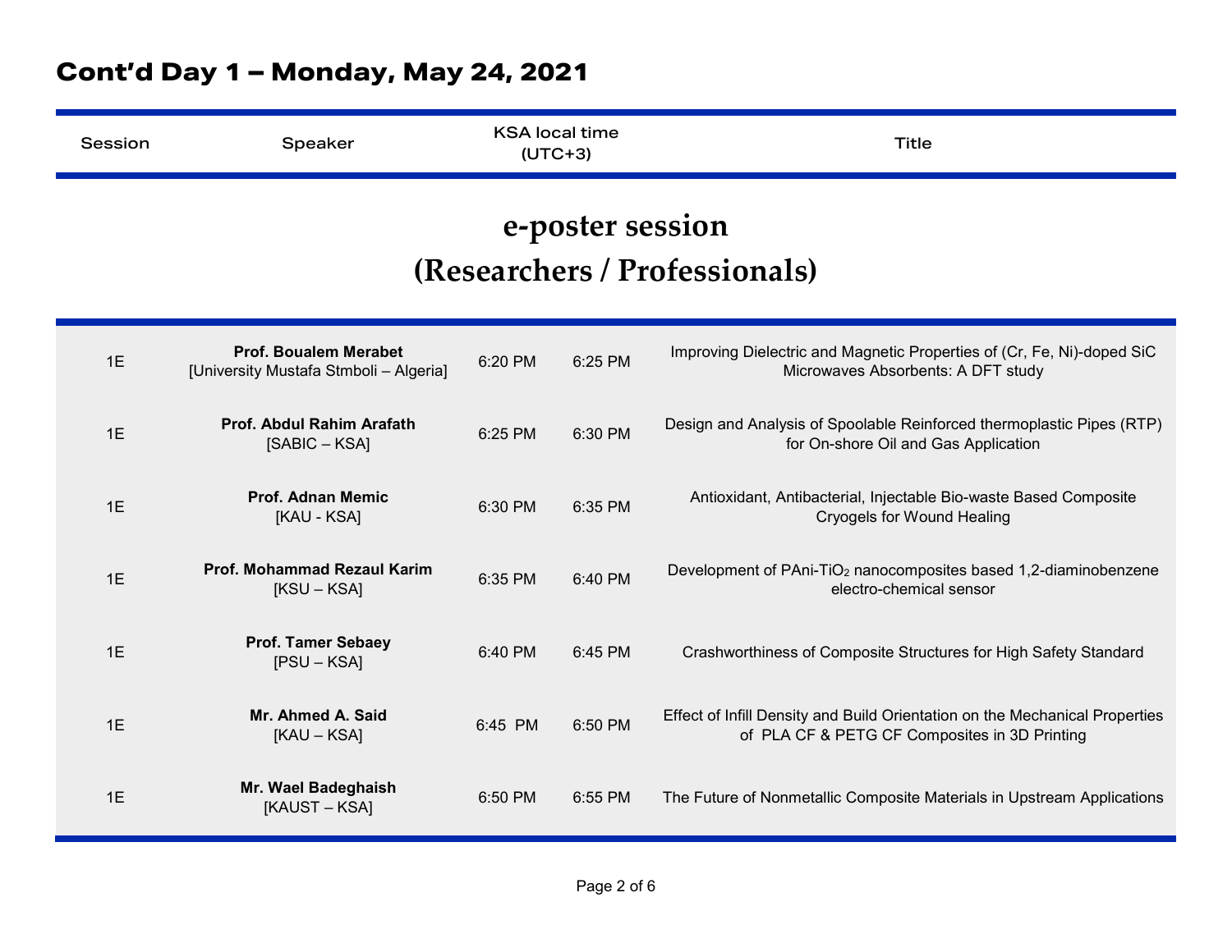# Cont'd Day 1 – Monday, May 24, 2021

## e-poster session (Researchers / Professionals)

| Session | Speaker | KSA local time (UTC+3) | | Title |
|---|---|---|---|---|
| 1E | **Prof. Boualem Merabet** [University Mustafa Stmboli – Algeria] | 6:20 PM | 6:25 PM | Improving Dielectric and Magnetic Properties of (Cr, Fe, Ni)-doped SiC Microwaves Absorbents: A DFT study |
| 1E | **Prof. Abdul Rahim Arafath** [SABIC – KSA] | 6:25 PM | 6:30 PM | Design and Analysis of Spoolable Reinforced thermoplastic Pipes (RTP) for On-shore Oil and Gas Application |
| 1E | **Prof. Adnan Memic** [KAU - KSA] | 6:30 PM | 6:35 PM | Antioxidant, Antibacterial, Injectable Bio-waste Based Composite Cryogels for Wound Healing |
| 1E | **Prof. Mohammad Rezaul Karim** [KSU – KSA] | 6:35 PM | 6:40 PM | Development of PAni-$TiO_2$ nanocomposites based 1,2-diaminobenzene electro-chemical sensor |
| 1E | **Prof. Tamer Sebaey** [PSU – KSA] | 6:40 PM | 6:45 PM | Crashworthiness of Composite Structures for High Safety Standard |
| 1E | **Mr. Ahmed A. Said** [KAU – KSA] | 6:45 PM | 6:50 PM | Effect of Infill Density and Build Orientation on the Mechanical Properties of PLA CF & PETG CF Composites in 3D Printing |
| 1E | **Mr. Wael Badeghaish** [KAUST – KSA] | 6:50 PM | 6:55 PM | The Future of Nonmetallic Composite Materials in Upstream Applications |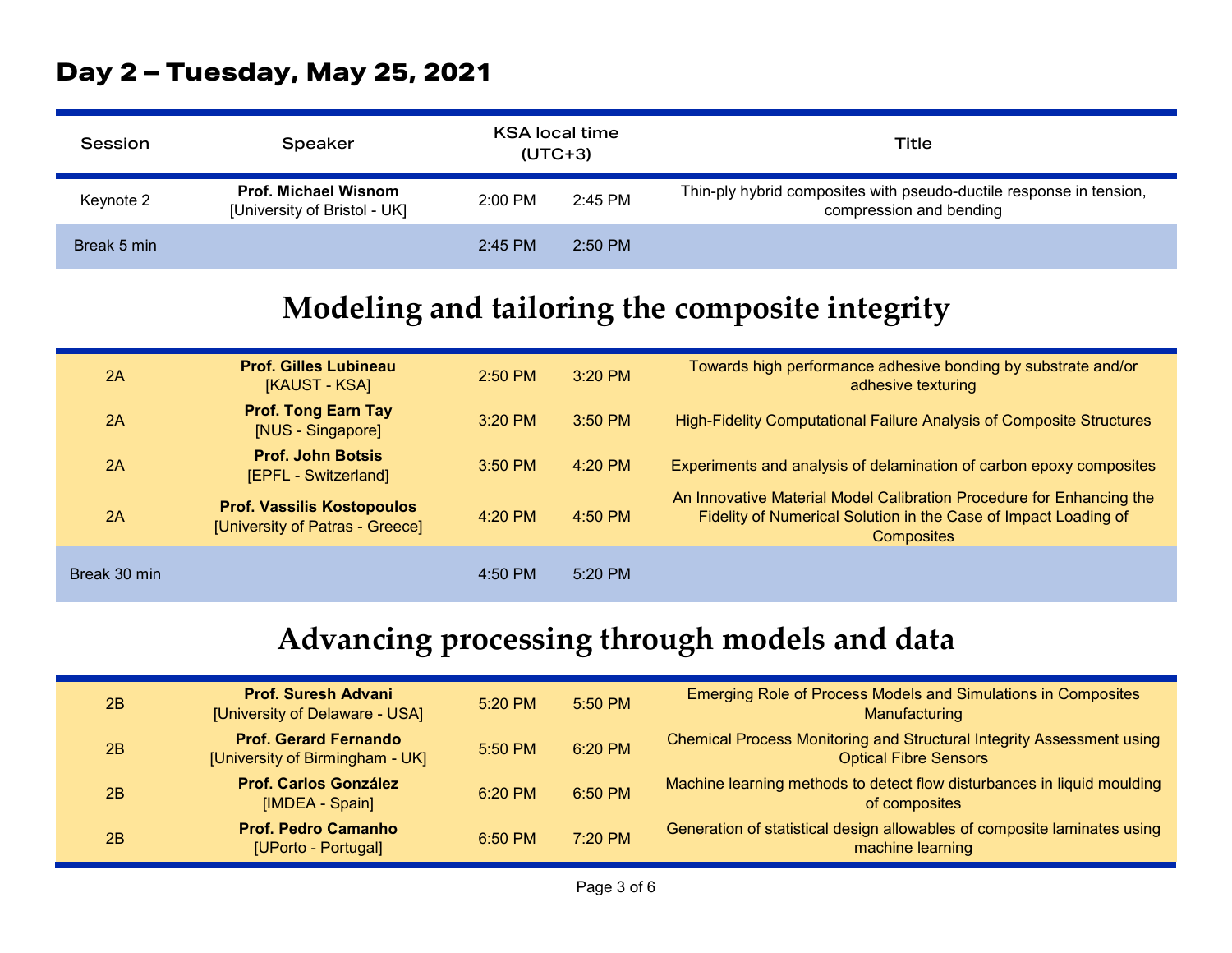# Day 2 – Tuesday, May 25, 2021

| Session | Speaker | KSA local time (UTC+3) | | Title |
|---|---|---|---|---|
| Keynote 2 | **Prof. Michael Wisnom** [University of Bristol - UK] | 2:00 PM | 2:45 PM | Thin-ply hybrid composites with pseudo-ductile response in tension, compression and bending |
| Break 5 min | | 2:45 PM | 2:50 PM | |

## Modeling and tailoring the composite integrity

| Session | Speaker | Start | End | Title |
|---|---|---|---|---|
| 2A | **Prof. Gilles Lubineau** [KAUST - KSA] | 2:50 PM | 3:20 PM | Towards high performance adhesive bonding by substrate and/or adhesive texturing |
| 2A | **Prof. Tong Earn Tay** [NUS - Singapore] | 3:20 PM | 3:50 PM | High-Fidelity Computational Failure Analysis of Composite Structures |
| 2A | **Prof. John Botsis** [EPFL - Switzerland] | 3:50 PM | 4:20 PM | Experiments and analysis of delamination of carbon epoxy composites |
| 2A | **Prof. Vassilis Kostopoulos** [University of Patras - Greece] | 4:20 PM | 4:50 PM | An Innovative Material Model Calibration Procedure for Enhancing the Fidelity of Numerical Solution in the Case of Impact Loading of Composites |
| Break 30 min | | 4:50 PM | 5:20 PM | |

## Advancing processing through models and data

| Session | Speaker | Start | End | Title |
|---|---|---|---|---|
| 2B | **Prof. Suresh Advani** [University of Delaware - USA] | 5:20 PM | 5:50 PM | Emerging Role of Process Models and Simulations in Composites Manufacturing |
| 2B | **Prof. Gerard Fernando** [University of Birmingham - UK] | 5:50 PM | 6:20 PM | Chemical Process Monitoring and Structural Integrity Assessment using Optical Fibre Sensors |
| 2B | **Prof. Carlos González** [IMDEA - Spain] | 6:20 PM | 6:50 PM | Machine learning methods to detect flow disturbances in liquid moulding of composites |
| 2B | **Prof. Pedro Camanho** [UPorto - Portugal] | 6:50 PM | 7:20 PM | Generation of statistical design allowables of composite laminates using machine learning |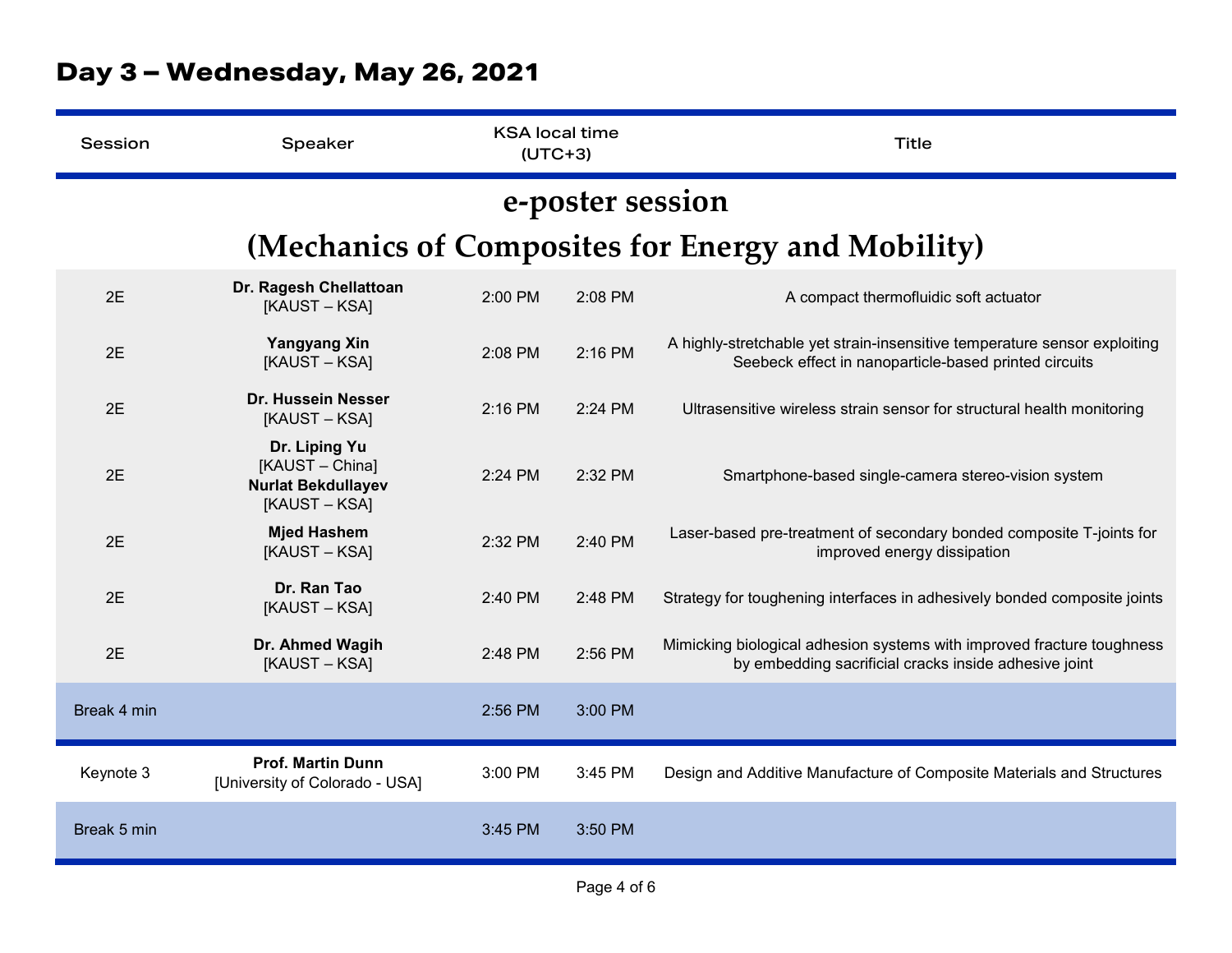## Day 3 – Wednesday, May 26, 2021

| Session | Speaker | KSA local time (UTC+3) | | Title |
|---|---|---|---|---|
| **e-poster session (Mechanics of Composites for Energy and Mobility)** | | | | |
| 2E | **Dr. Ragesh Chellattoan** [KAUST – KSA] | 2:00 PM | 2:08 PM | A compact thermofluidic soft actuator |
| 2E | **Yangyang Xin** [KAUST – KSA] | 2:08 PM | 2:16 PM | A highly-stretchable yet strain-insensitive temperature sensor exploiting Seebeck effect in nanoparticle-based printed circuits |
| 2E | **Dr. Hussein Nesser** [KAUST – KSA] | 2:16 PM | 2:24 PM | Ultrasensitive wireless strain sensor for structural health monitoring |
| 2E | **Dr. Liping Yu** [KAUST – China] **Nurlat Bekdullayev** [KAUST – KSA] | 2:24 PM | 2:32 PM | Smartphone-based single-camera stereo-vision system |
| 2E | **Mjed Hashem** [KAUST – KSA] | 2:32 PM | 2:40 PM | Laser-based pre-treatment of secondary bonded composite T-joints for improved energy dissipation |
| 2E | **Dr. Ran Tao** [KAUST – KSA] | 2:40 PM | 2:48 PM | Strategy for toughening interfaces in adhesively bonded composite joints |
| 2E | **Dr. Ahmed Wagih** [KAUST – KSA] | 2:48 PM | 2:56 PM | Mimicking biological adhesion systems with improved fracture toughness by embedding sacrificial cracks inside adhesive joint |
| Break 4 min | | 2:56 PM | 3:00 PM | |
| Keynote 3 | **Prof. Martin Dunn** [University of Colorado - USA] | 3:00 PM | 3:45 PM | Design and Additive Manufacture of Composite Materials and Structures |
| Break 5 min | | 3:45 PM | 3:50 PM | |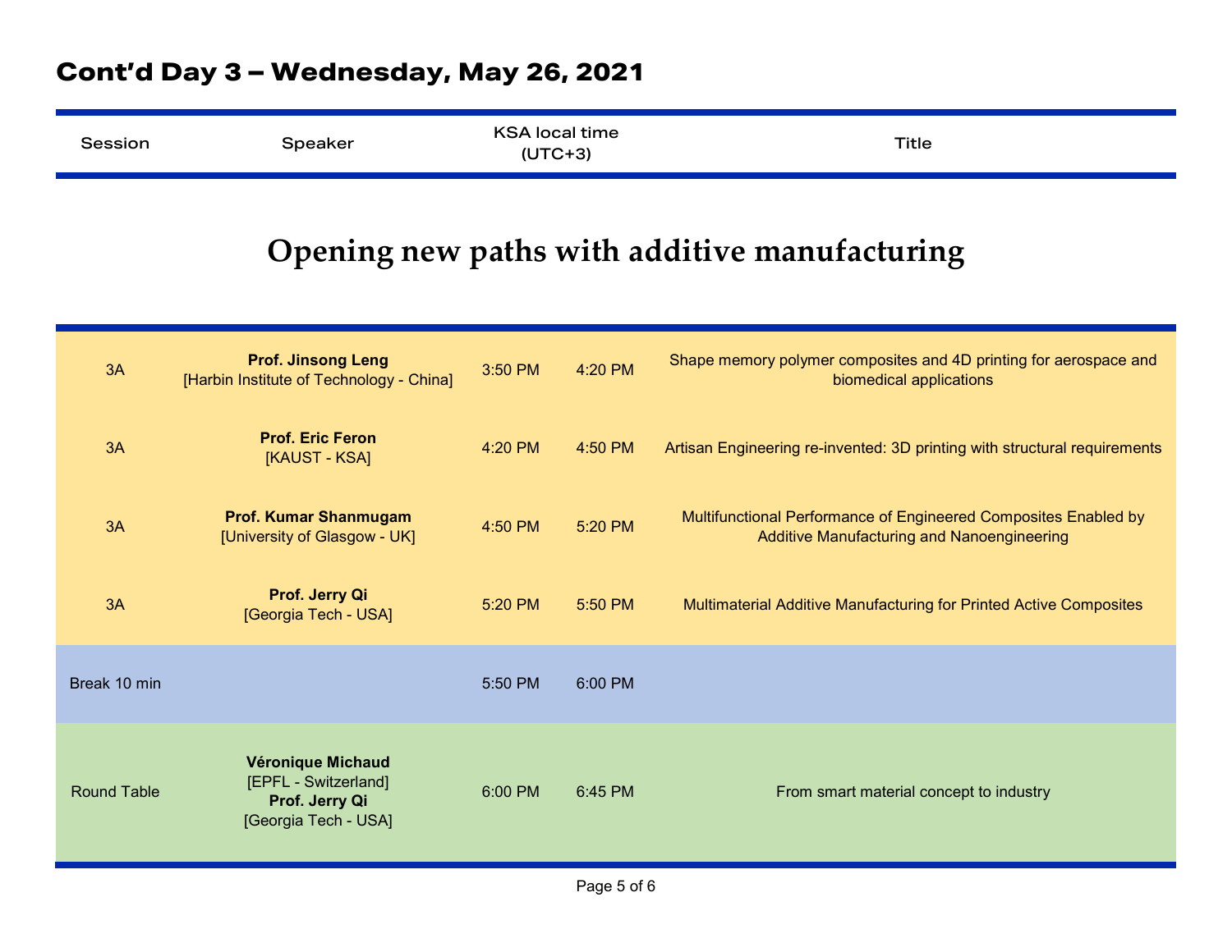# Cont'd Day 3 – Wednesday, May 26, 2021

## Opening new paths with additive manufacturing

| Session | Speaker | KSA local time (UTC+3) | | Title |
|---|---|---|---|---|
| 3A | **Prof. Jinsong Leng** [Harbin Institute of Technology - China] | 3:50 PM | 4:20 PM | Shape memory polymer composites and 4D printing for aerospace and biomedical applications |
| 3A | **Prof. Eric Feron** [KAUST - KSA] | 4:20 PM | 4:50 PM | Artisan Engineering re-invented: 3D printing with structural requirements |
| 3A | **Prof. Kumar Shanmugam** [University of Glasgow - UK] | 4:50 PM | 5:20 PM | Multifunctional Performance of Engineered Composites Enabled by Additive Manufacturing and Nanoengineering |
| 3A | **Prof. Jerry Qi** [Georgia Tech - USA] | 5:20 PM | 5:50 PM | Multimaterial Additive Manufacturing for Printed Active Composites |
| Break 10 min | | 5:50 PM | 6:00 PM | |
| Round Table | **Véronique Michaud** [EPFL - Switzerland] **Prof. Jerry Qi** [Georgia Tech - USA] | 6:00 PM | 6:45 PM | From smart material concept to industry |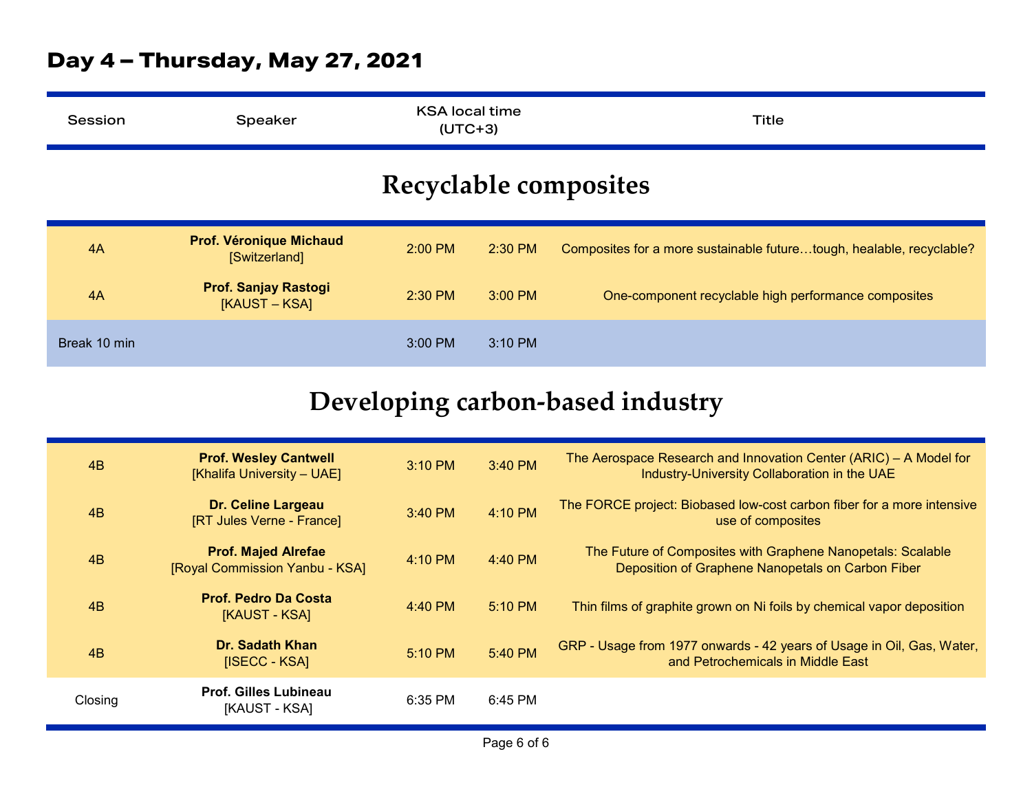## Day 4 – Thursday, May 27, 2021

| Session | Speaker | KSA local time (UTC+3) | | Title |
|---|---|---|---|---|
| **Recyclable composites** | | | | |
| 4A | **Prof. Véronique Michaud** [Switzerland] | 2:00 PM | 2:30 PM | Composites for a more sustainable future…tough, healable, recyclable? |
| 4A | **Prof. Sanjay Rastogi** [KAUST – KSA] | 2:30 PM | 3:00 PM | One-component recyclable high performance composites |
| Break 10 min | | 3:00 PM | 3:10 PM | |
| **Developing carbon-based industry** | | | | |
| 4B | **Prof. Wesley Cantwell** [Khalifa University – UAE] | 3:10 PM | 3:40 PM | The Aerospace Research and Innovation Center (ARIC) – A Model for Industry-University Collaboration in the UAE |
| 4B | **Dr. Celine Largeau** [RT Jules Verne - France] | 3:40 PM | 4:10 PM | The FORCE project: Biobased low-cost carbon fiber for a more intensive use of composites |
| 4B | **Prof. Majed Alrefae** [Royal Commission Yanbu - KSA] | 4:10 PM | 4:40 PM | The Future of Composites with Graphene Nanopetals: Scalable Deposition of Graphene Nanopetals on Carbon Fiber |
| 4B | **Prof. Pedro Da Costa** [KAUST - KSA] | 4:40 PM | 5:10 PM | Thin films of graphite grown on Ni foils by chemical vapor deposition |
| 4B | **Dr. Sadath Khan** [ISECC - KSA] | 5:10 PM | 5:40 PM | GRP - Usage from 1977 onwards - 42 years of Usage in Oil, Gas, Water, and Petrochemicals in Middle East |
| Closing | **Prof. Gilles Lubineau** [KAUST - KSA] | 6:35 PM | 6:45 PM | |